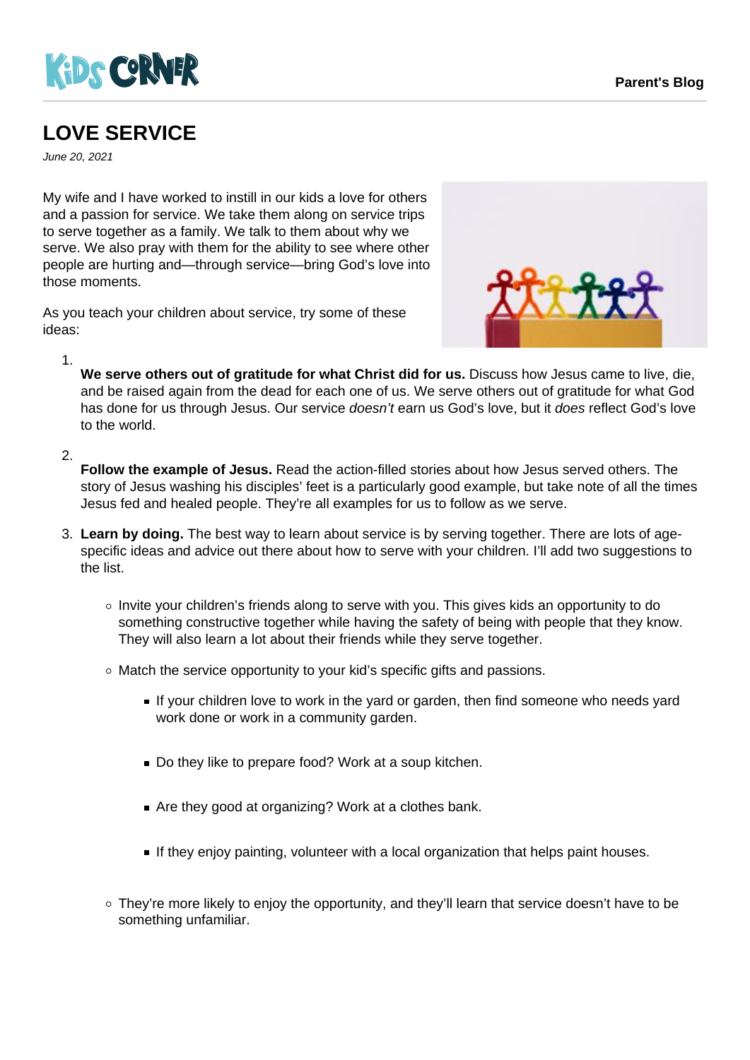# LOVE SERVICE

*June 20, 2021*

My wife and I have worked to instill in our kids a love for others and a passion for service. We take them along on service trips to serve together as a family. We talk to them about why we serve. We also pray with them for the ability to see where other people are hurting and—through service—bring God's love into those moments.

As you teach your children about service, try some of these ideas:

1. **We serve others out of gratitude for what Christ did for us.** Discuss how Jesus came to live, die, and be raised again from the dead for each one of us. We serve others out of gratitude for what God has done for us through Jesus. Our service *doesn't* earn us God's love, but it *does* reflect God's love to the world.

2. **Follow the example of Jesus.** Read the action-filled stories about how Jesus served others. The story of Jesus washing his disciples' feet is a particularly good example, but take note of all the times Jesus fed and healed people. They're all examples for us to follow as we serve.

3. **Learn by doing.** The best way to learn about service is by serving together. There are lots of age-specific ideas and advice out there about how to serve with your children. I'll add two suggestions to the list.

    - Invite your children's friends along to serve with you. This gives kids an opportunity to do something constructive together while having the safety of being with people that they know. They will also learn a lot about their friends while they serve together.

    - Match the service opportunity to your kid's specific gifts and passions.

        - If your children love to work in the yard or garden, then find someone who needs yard work done or work in a community garden.

        - Do they like to prepare food? Work at a soup kitchen.

        - Are they good at organizing? Work at a clothes bank.

        - If they enjoy painting, volunteer with a local organization that helps paint houses.

    - They're more likely to enjoy the opportunity, and they'll learn that service doesn't have to be something unfamiliar.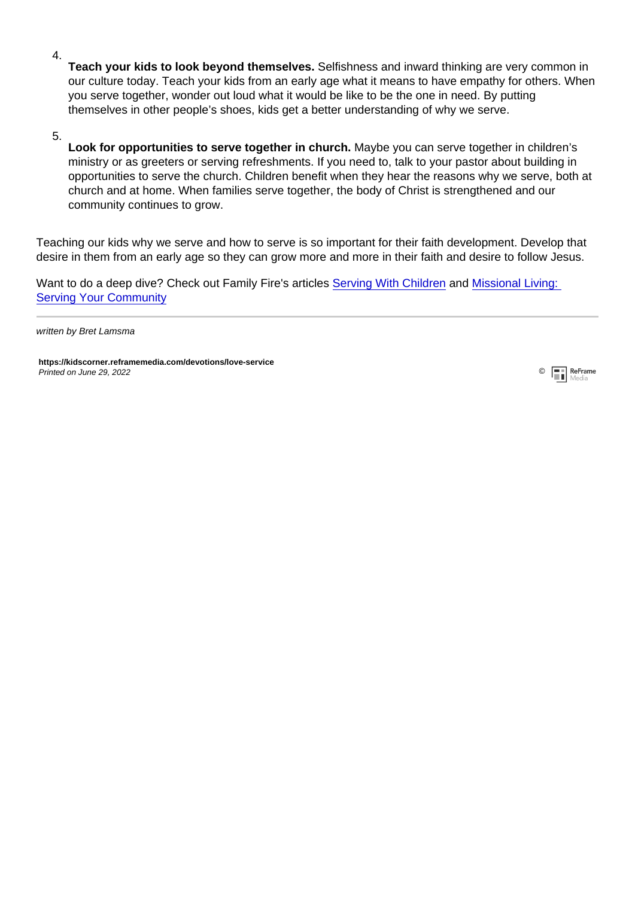4. **Teach your kids to look beyond themselves.** Selfishness and inward thinking are very common in our culture today. Teach your kids from an early age what it means to have empathy for others. When you serve together, wonder out loud what it would be like to be the one in need. By putting themselves in other people's shoes, kids get a better understanding of why we serve.

5. **Look for opportunities to serve together in church.** Maybe you can serve together in children's ministry or as greeters or serving refreshments. If you need to, talk to your pastor about building in opportunities to serve the church. Children benefit when they hear the reasons why we serve, both at church and at home. When families serve together, the body of Christ is strengthened and our community continues to grow.

Teaching our kids why we serve and how to serve is so important for their faith development. Develop that desire in them from an early age so they can grow more and more in their faith and desire to follow Jesus.

Want to do a deep dive? Check out Family Fire's articles [Serving With Children] and [Missional Living: Serving Your Community]

---

*written by Bret Lamsma*

**https://kidscorner.reframemedia.com/devotions/love-service**
*Printed on June 29, 2022*

© ReFrame Media